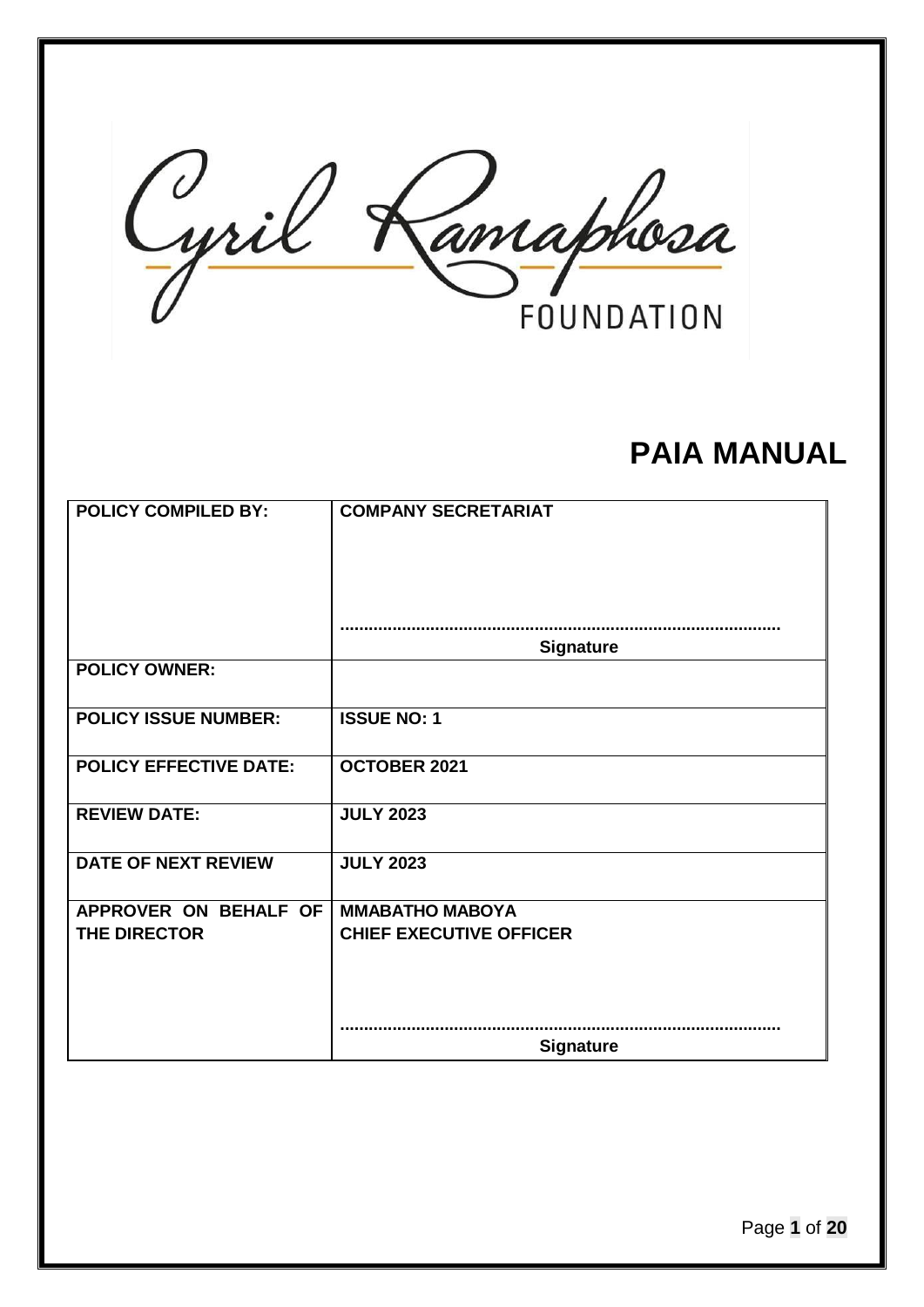Cyril Ramaphosa FOUNDATION

# PAIA MANUAL

| POLICY COMPILED BY: | COMPANY SECRETARIAT<br><br>.........................................................................................<br>Signature |
| --- | --- |
| POLICY OWNER: | |
| POLICY ISSUE NUMBER: | ISSUE NO: 1 |
| POLICY EFFECTIVE DATE: | OCTOBER 2021 |
| REVIEW DATE: | JULY 2023 |
| DATE OF NEXT REVIEW | JULY 2023 |
| APPROVER ON BEHALF OF THE DIRECTOR | MMABATHO MABOYA<br>CHIEF EXECUTIVE OFFICER<br><br>.........................................................................................<br>Signature |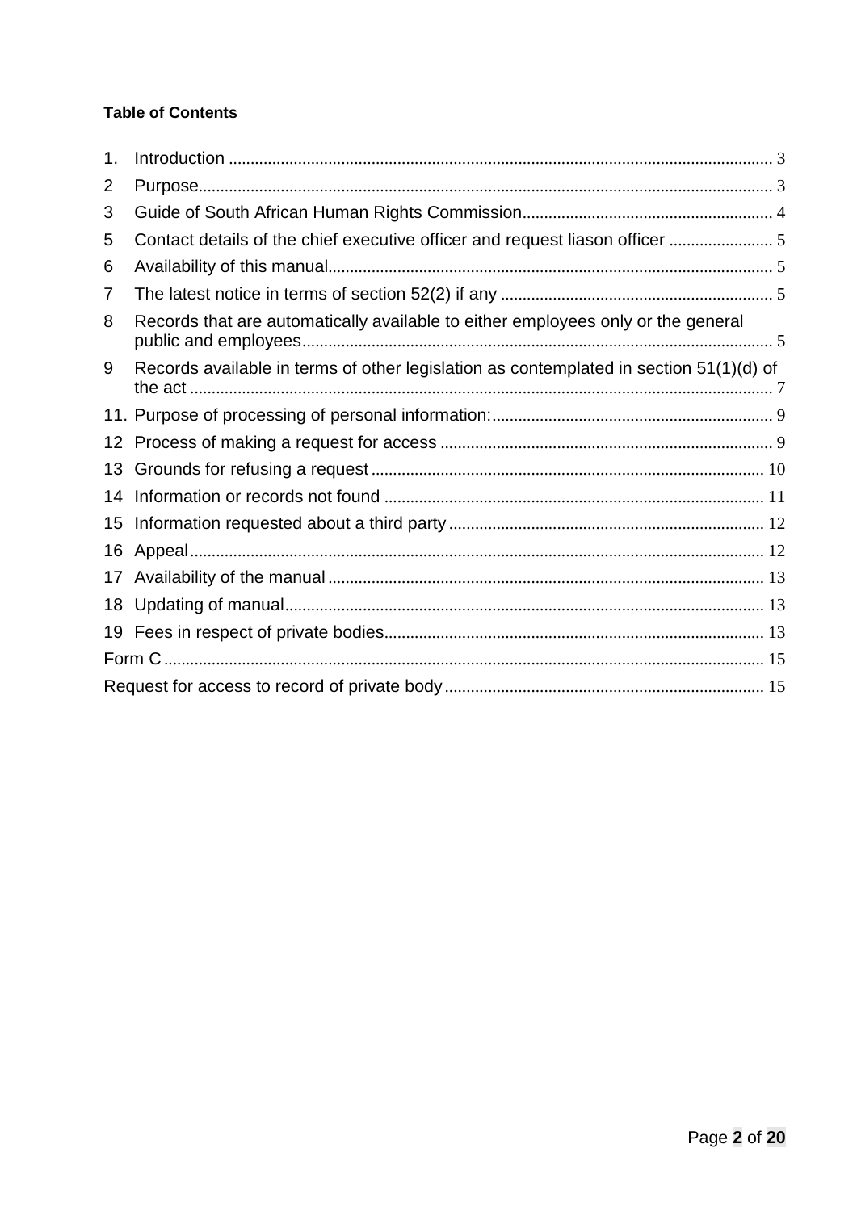**Table of Contents**

1. Introduction ........................................................................................................................ 3
2 Purpose................................................................................................................................ 3
3 Guide of South African Human Rights Commission......................................................... 4
5 Contact details of the chief executive officer and request liason officer ........................ 5
6 Availability of this manual..................................................................................................... 5
7 The latest notice in terms of section 52(2) if any .............................................................. 5
8 Records that are automatically available to either employees only or the general public and employees............................................................................................................ 5
9 Records available in terms of other legislation as contemplated in section 51(1)(d) of the act ...................................................................................................................................... 7
11. Purpose of processing of personal information:................................................................ 9
12 Process of making a request for access ............................................................................ 9
13 Grounds for refusing a request.......................................................................................... 10
14 Information or records not found ....................................................................................... 11
15 Information requested about a third party ......................................................................... 12
16 Appeal.................................................................................................................................... 12
17 Availability of the manual .................................................................................................... 13
18 Updating of manual.............................................................................................................. 13
19 Fees in respect of private bodies....................................................................................... 13

Form C .......................................................................................................................................... 15

Request for access to record of private body......................................................................... 15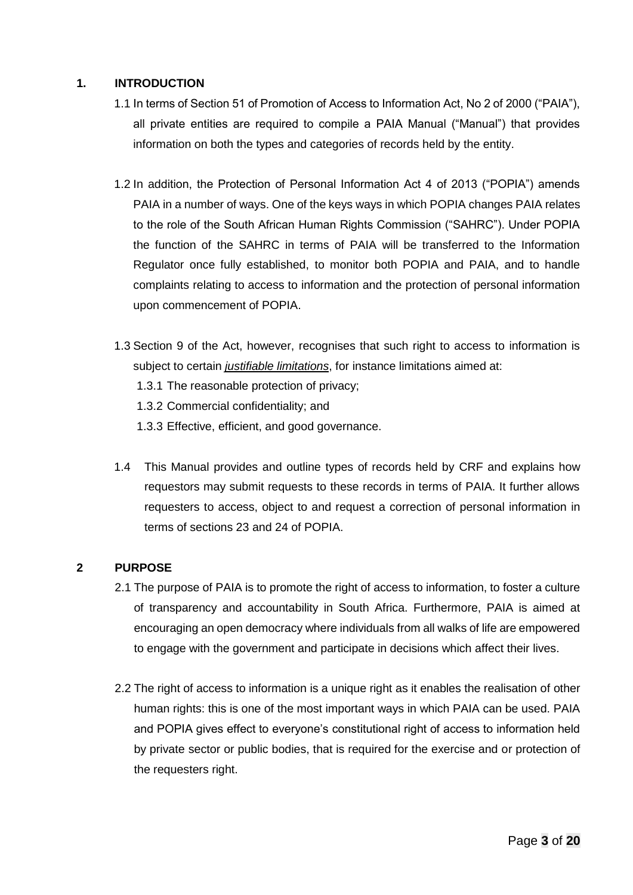## 1. INTRODUCTION

1.1 In terms of Section 51 of Promotion of Access to Information Act, No 2 of 2000 ("PAIA"), all private entities are required to compile a PAIA Manual ("Manual") that provides information on both the types and categories of records held by the entity.

1.2 In addition, the Protection of Personal Information Act 4 of 2013 ("POPIA") amends PAIA in a number of ways. One of the keys ways in which POPIA changes PAIA relates to the role of the South African Human Rights Commission ("SAHRC"). Under POPIA the function of the SAHRC in terms of PAIA will be transferred to the Information Regulator once fully established, to monitor both POPIA and PAIA, and to handle complaints relating to access to information and the protection of personal information upon commencement of POPIA.

1.3 Section 9 of the Act, however, recognises that such right to access to information is subject to certain *justifiable limitations*, for instance limitations aimed at:

1.3.1 The reasonable protection of privacy;

1.3.2 Commercial confidentiality; and

1.3.3 Effective, efficient, and good governance.

1.4 This Manual provides and outline types of records held by CRF and explains how requestors may submit requests to these records in terms of PAIA. It further allows requesters to access, object to and request a correction of personal information in terms of sections 23 and 24 of POPIA.

## 2 PURPOSE

2.1 The purpose of PAIA is to promote the right of access to information, to foster a culture of transparency and accountability in South Africa. Furthermore, PAIA is aimed at encouraging an open democracy where individuals from all walks of life are empowered to engage with the government and participate in decisions which affect their lives.

2.2 The right of access to information is a unique right as it enables the realisation of other human rights: this is one of the most important ways in which PAIA can be used. PAIA and POPIA gives effect to everyone's constitutional right of access to information held by private sector or public bodies, that is required for the exercise and or protection of the requesters right.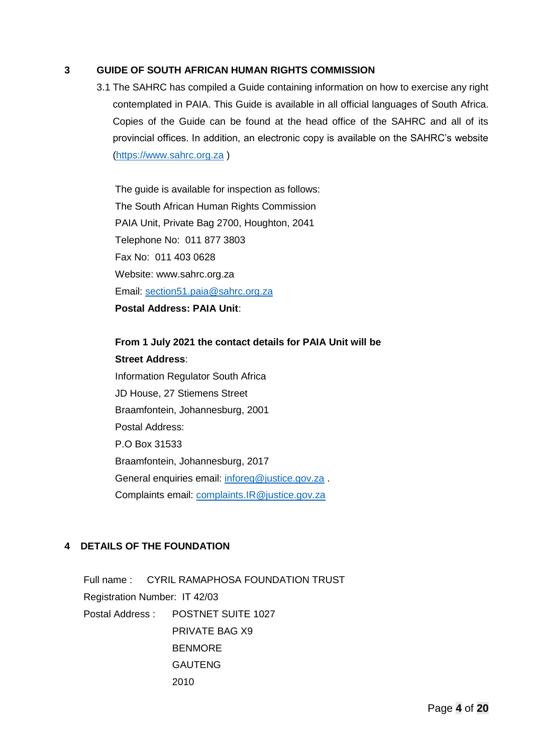## 3 GUIDE OF SOUTH AFRICAN HUMAN RIGHTS COMMISSION

3.1 The SAHRC has compiled a Guide containing information on how to exercise any right contemplated in PAIA. This Guide is available in all official languages of South Africa. Copies of the Guide can be found at the head office of the SAHRC and all of its provincial offices. In addition, an electronic copy is available on the SAHRC's website (https://www.sahrc.org.za )

The guide is available for inspection as follows:
The South African Human Rights Commission
PAIA Unit, Private Bag 2700, Houghton, 2041
Telephone No: 011 877 3803
Fax No: 011 403 0628
Website: www.sahrc.org.za
Email: section51.paia@sahrc.org.za
**Postal Address: PAIA Unit**:

**From 1 July 2021 the contact details for PAIA Unit will be**
**Street Address**:
Information Regulator South Africa
JD House, 27 Stiemens Street
Braamfontein, Johannesburg, 2001
Postal Address:
P.O Box 31533
Braamfontein, Johannesburg, 2017
General enquiries email: inforeg@justice.gov.za .
Complaints email: complaints.IR@justice.gov.za

## 4 DETAILS OF THE FOUNDATION

Full name : CYRIL RAMAPHOSA FOUNDATION TRUST
Registration Number: IT 42/03
Postal Address : POSTNET SUITE 1027
PRIVATE BAG X9
BENMORE
GAUTENG
2010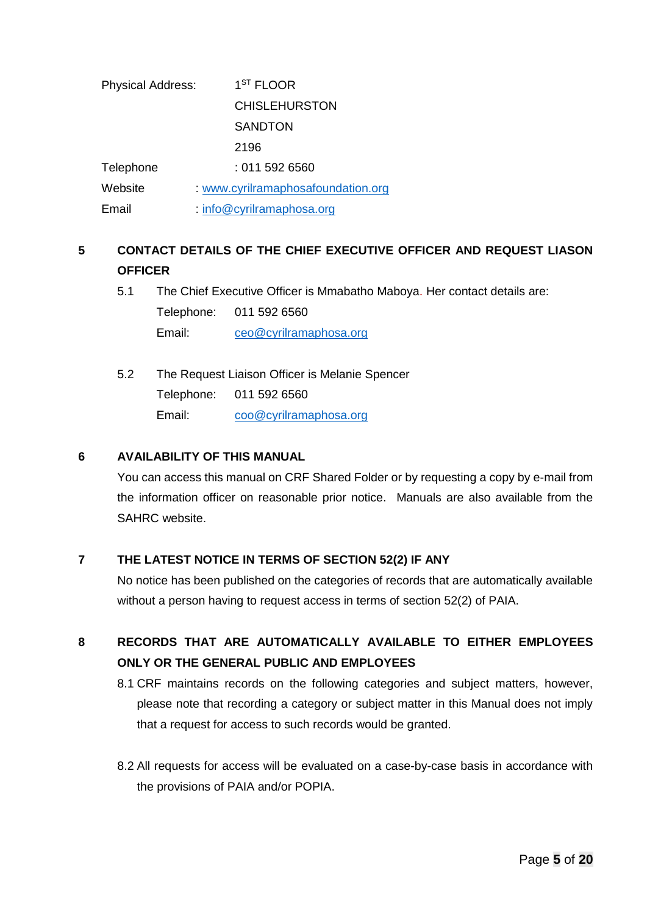Physical Address: 1ST FLOOR
CHISLEHURSTON
SANDTON
2196

Telephone : 011 592 6560

Website : www.cyrilramaphosafoundation.org

Email : info@cyrilramaphosa.org

## 5 CONTACT DETAILS OF THE CHIEF EXECUTIVE OFFICER AND REQUEST LIASON OFFICER

5.1 The Chief Executive Officer is Mmabatho Maboya. Her contact details are:

Telephone: 011 592 6560

Email: ceo@cyrilramaphosa.org

5.2 The Request Liaison Officer is Melanie Spencer

Telephone: 011 592 6560

Email: coo@cyrilramaphosa.org

## 6 AVAILABILITY OF THIS MANUAL

You can access this manual on CRF Shared Folder or by requesting a copy by e-mail from the information officer on reasonable prior notice. Manuals are also available from the SAHRC website.

## 7 THE LATEST NOTICE IN TERMS OF SECTION 52(2) IF ANY

No notice has been published on the categories of records that are automatically available without a person having to request access in terms of section 52(2) of PAIA.

## 8 RECORDS THAT ARE AUTOMATICALLY AVAILABLE TO EITHER EMPLOYEES ONLY OR THE GENERAL PUBLIC AND EMPLOYEES

8.1 CRF maintains records on the following categories and subject matters, however, please note that recording a category or subject matter in this Manual does not imply that a request for access to such records would be granted.

8.2 All requests for access will be evaluated on a case-by-case basis in accordance with the provisions of PAIA and/or POPIA.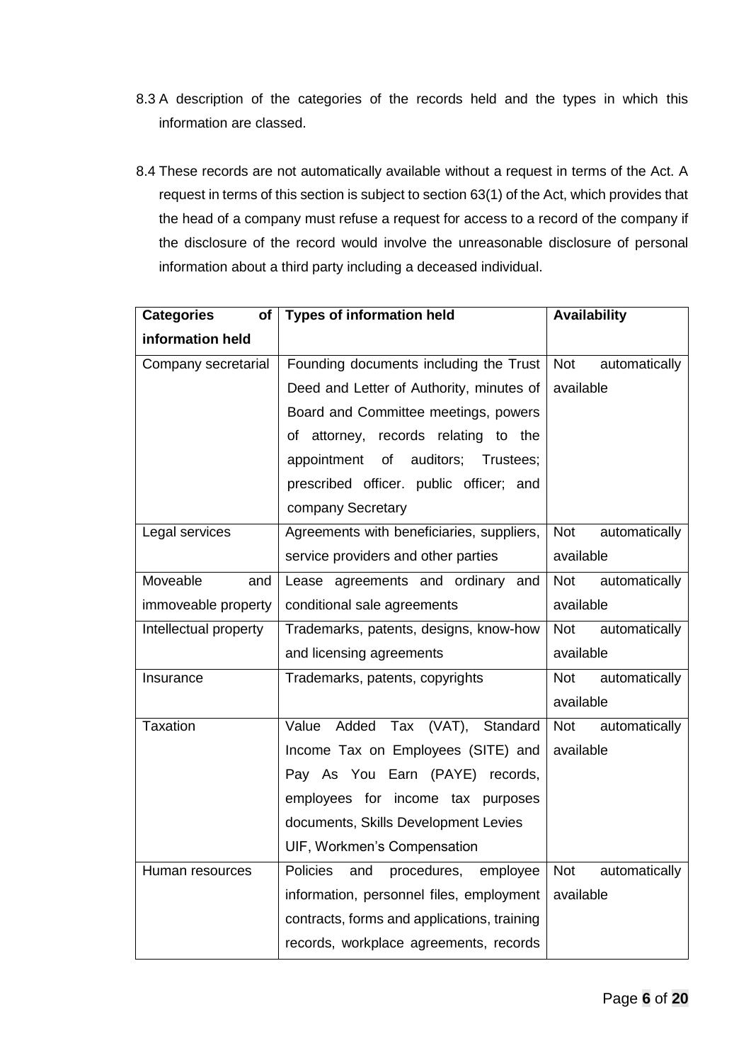8.3 A description of the categories of the records held and the types in which this information are classed.

8.4 These records are not automatically available without a request in terms of the Act. A request in terms of this section is subject to section 63(1) of the Act, which provides that the head of a company must refuse a request for access to a record of the company if the disclosure of the record would involve the unreasonable disclosure of personal information about a third party including a deceased individual.

| Categories of information held | Types of information held | Availability |
|---|---|---|
| Company secretarial | Founding documents including the Trust Deed and Letter of Authority, minutes of Board and Committee meetings, powers of attorney, records relating to the appointment of auditors; Trustees; prescribed officer. public officer; and company Secretary | Not automatically available |
| Legal services | Agreements with beneficiaries, suppliers, service providers and other parties | Not automatically available |
| Moveable and immoveable property | Lease agreements and ordinary and conditional sale agreements | Not automatically available |
| Intellectual property | Trademarks, patents, designs, know-how and licensing agreements | Not automatically available |
| Insurance | Trademarks, patents, copyrights | Not automatically available |
| Taxation | Value Added Tax (VAT), Standard Income Tax on Employees (SITE) and Pay As You Earn (PAYE) records, employees for income tax purposes documents, Skills Development Levies UIF, Workmen's Compensation | Not automatically available |
| Human resources | Policies and procedures, employee information, personnel files, employment contracts, forms and applications, training records, workplace agreements, records | Not automatically available |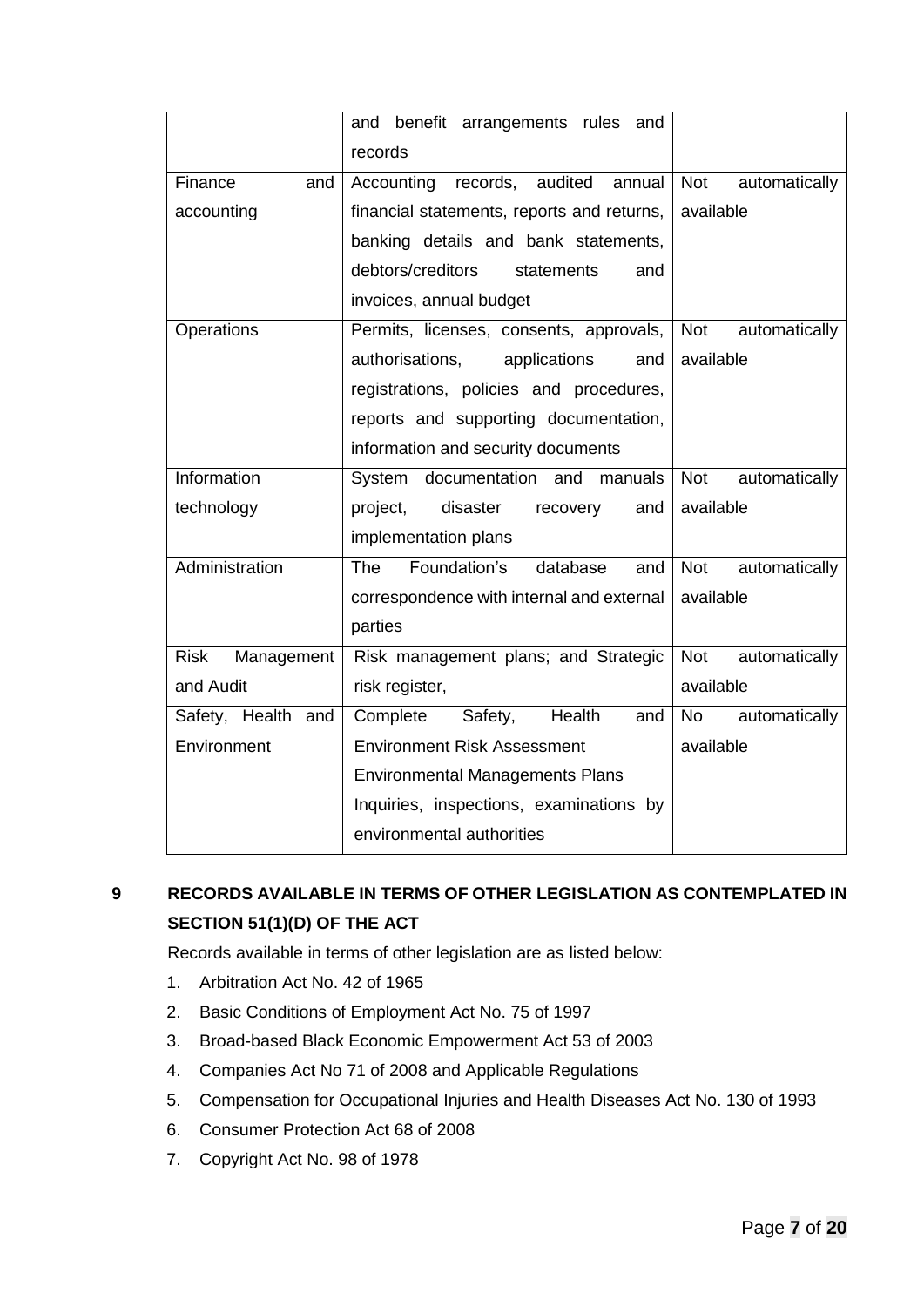| | | |
|---|---|---|
| | and benefit arrangements rules and records | |
| Finance and accounting | Accounting records, audited annual financial statements, reports and returns, banking details and bank statements, debtors/creditors statements and invoices, annual budget | Not automatically available |
| Operations | Permits, licenses, consents, approvals, authorisations, applications and registrations, policies and procedures, reports and supporting documentation, information and security documents | Not automatically available |
| Information technology | System documentation and manuals project, disaster recovery and implementation plans | Not automatically available |
| Administration | The Foundation's database and correspondence with internal and external parties | Not automatically available |
| Risk Management and Audit | Risk management plans; and Strategic risk register, | Not automatically available |
| Safety, Health and Environment | Complete Safety, Health and Environment Risk Assessment<br>Environmental Managements Plans<br>Inquiries, inspections, examinations by environmental authorities | No automatically available |

## 9 RECORDS AVAILABLE IN TERMS OF OTHER LEGISLATION AS CONTEMPLATED IN SECTION 51(1)(D) OF THE ACT

Records available in terms of other legislation are as listed below:

1. Arbitration Act No. 42 of 1965
2. Basic Conditions of Employment Act No. 75 of 1997
3. Broad-based Black Economic Empowerment Act 53 of 2003
4. Companies Act No 71 of 2008 and Applicable Regulations
5. Compensation for Occupational Injuries and Health Diseases Act No. 130 of 1993
6. Consumer Protection Act 68 of 2008
7. Copyright Act No. 98 of 1978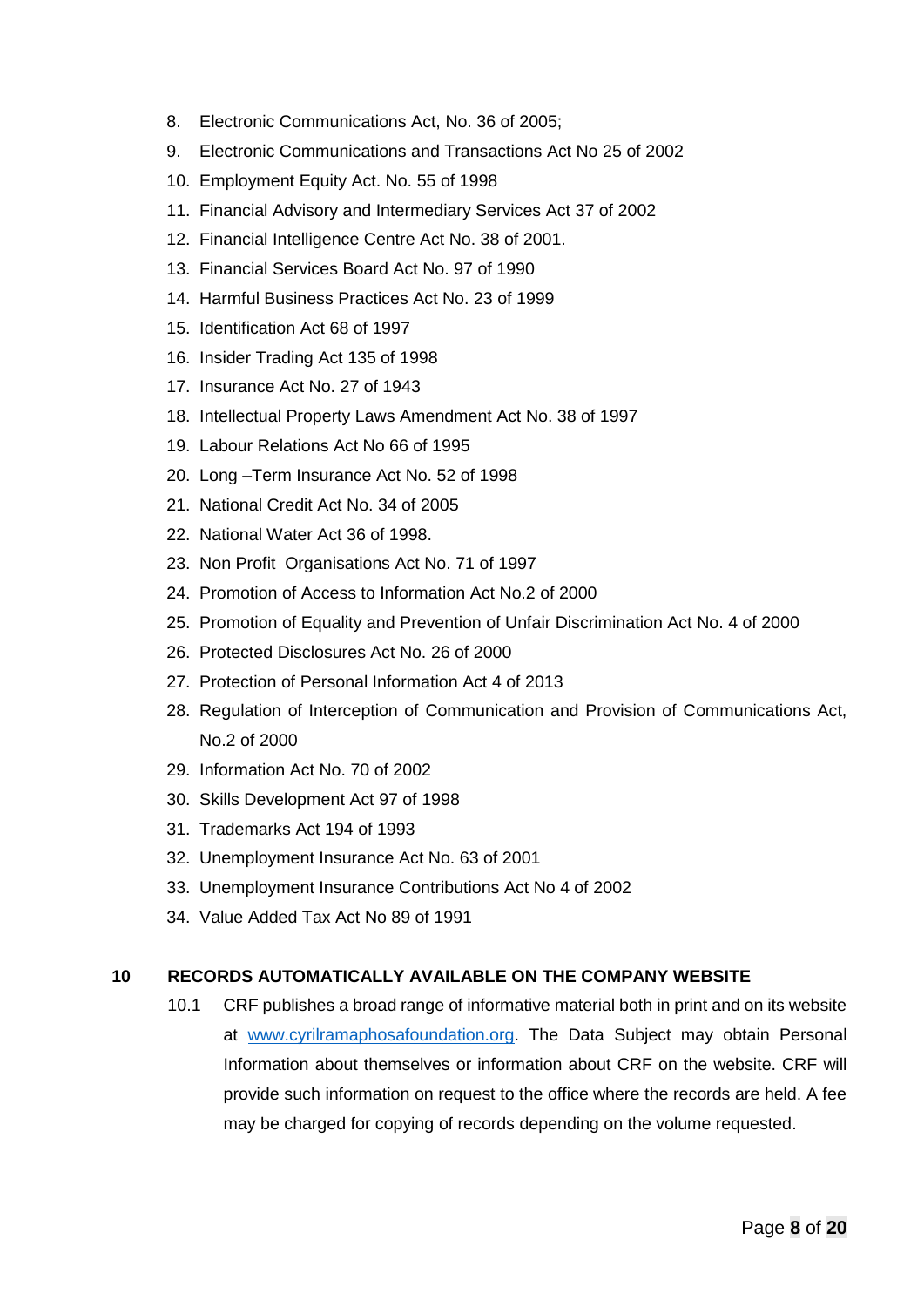8. Electronic Communications Act, No. 36 of 2005;
9. Electronic Communications and Transactions Act No 25 of 2002
10. Employment Equity Act. No. 55 of 1998
11. Financial Advisory and Intermediary Services Act 37 of 2002
12. Financial Intelligence Centre Act No. 38 of 2001.
13. Financial Services Board Act No. 97 of 1990
14. Harmful Business Practices Act No. 23 of 1999
15. Identification Act 68 of 1997
16. Insider Trading Act 135 of 1998
17. Insurance Act No. 27 of 1943
18. Intellectual Property Laws Amendment Act No. 38 of 1997
19. Labour Relations Act No 66 of 1995
20. Long –Term Insurance Act No. 52 of 1998
21. National Credit Act No. 34 of 2005
22. National Water Act 36 of 1998.
23. Non Profit Organisations Act No. 71 of 1997
24. Promotion of Access to Information Act No.2 of 2000
25. Promotion of Equality and Prevention of Unfair Discrimination Act No. 4 of 2000
26. Protected Disclosures Act No. 26 of 2000
27. Protection of Personal Information Act 4 of 2013
28. Regulation of Interception of Communication and Provision of Communications Act, No.2 of 2000
29. Information Act No. 70 of 2002
30. Skills Development Act 97 of 1998
31. Trademarks Act 194 of 1993
32. Unemployment Insurance Act No. 63 of 2001
33. Unemployment Insurance Contributions Act No 4 of 2002
34. Value Added Tax Act No 89 of 1991

## 10 RECORDS AUTOMATICALLY AVAILABLE ON THE COMPANY WEBSITE

10.1 CRF publishes a broad range of informative material both in print and on its website at [www.cyrilramaphosafoundation.org](http://www.cyrilramaphosafoundation.org). The Data Subject may obtain Personal Information about themselves or information about CRF on the website. CRF will provide such information on request to the office where the records are held. A fee may be charged for copying of records depending on the volume requested.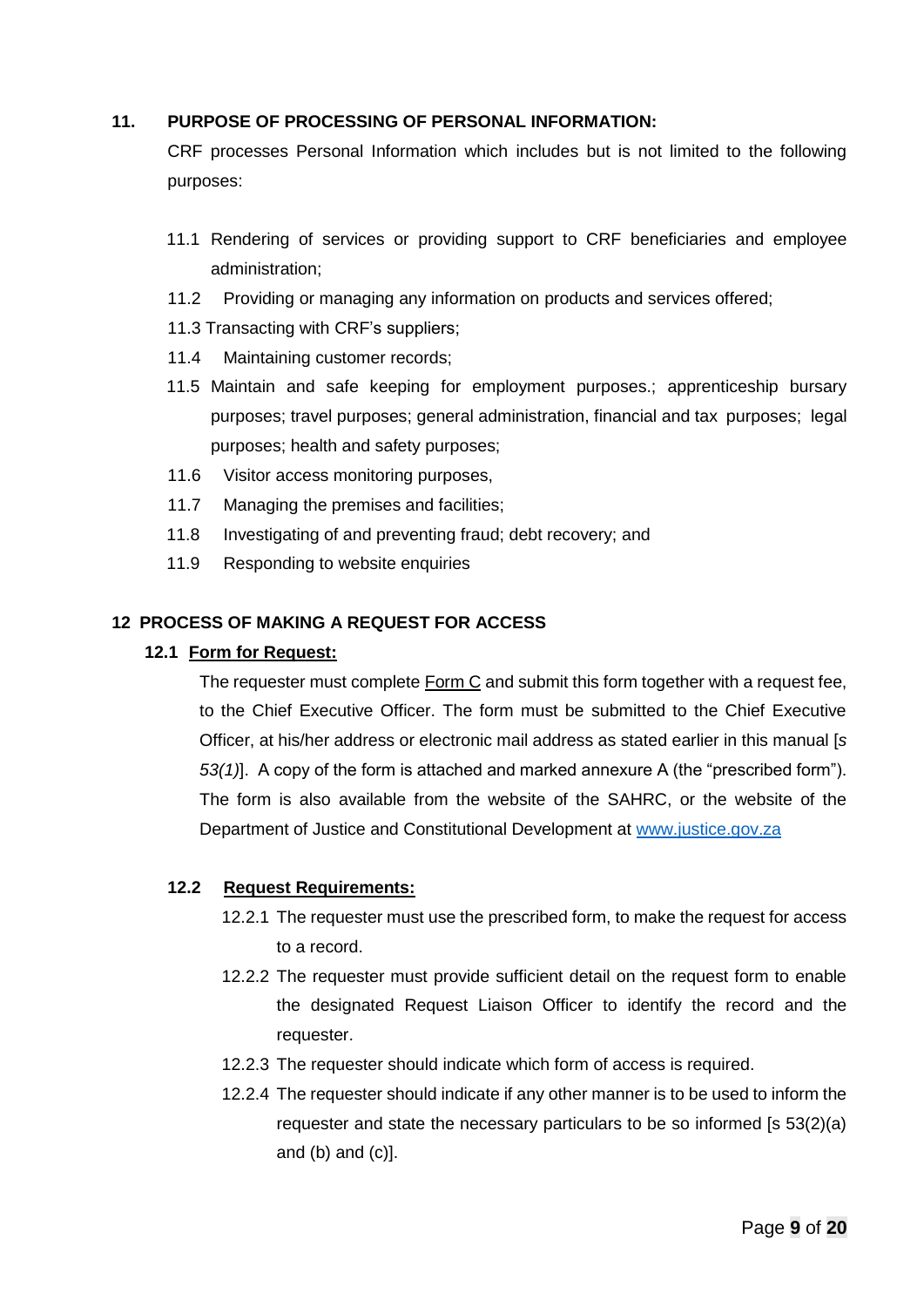## 11. PURPOSE OF PROCESSING OF PERSONAL INFORMATION:

CRF processes Personal Information which includes but is not limited to the following purposes:

11.1 Rendering of services or providing support to CRF beneficiaries and employee administration;

11.2 Providing or managing any information on products and services offered;

11.3 Transacting with CRF's suppliers;

11.4 Maintaining customer records;

11.5 Maintain and safe keeping for employment purposes.; apprenticeship bursary purposes; travel purposes; general administration, financial and tax purposes; legal purposes; health and safety purposes;

11.6 Visitor access monitoring purposes,

11.7 Managing the premises and facilities;

11.8 Investigating of and preventing fraud; debt recovery; and

11.9 Responding to website enquiries

## 12 PROCESS OF MAKING A REQUEST FOR ACCESS

### 12.1 Form for Request:

The requester must complete Form C and submit this form together with a request fee, to the Chief Executive Officer. The form must be submitted to the Chief Executive Officer, at his/her address or electronic mail address as stated earlier in this manual [*s 53(1)*]. A copy of the form is attached and marked annexure A (the "prescribed form"). The form is also available from the website of the SAHRC, or the website of the Department of Justice and Constitutional Development at www.justice.gov.za

### 12.2 Request Requirements:

12.2.1 The requester must use the prescribed form, to make the request for access to a record.

12.2.2 The requester must provide sufficient detail on the request form to enable the designated Request Liaison Officer to identify the record and the requester.

12.2.3 The requester should indicate which form of access is required.

12.2.4 The requester should indicate if any other manner is to be used to inform the requester and state the necessary particulars to be so informed [s 53(2)(a) and (b) and (c)].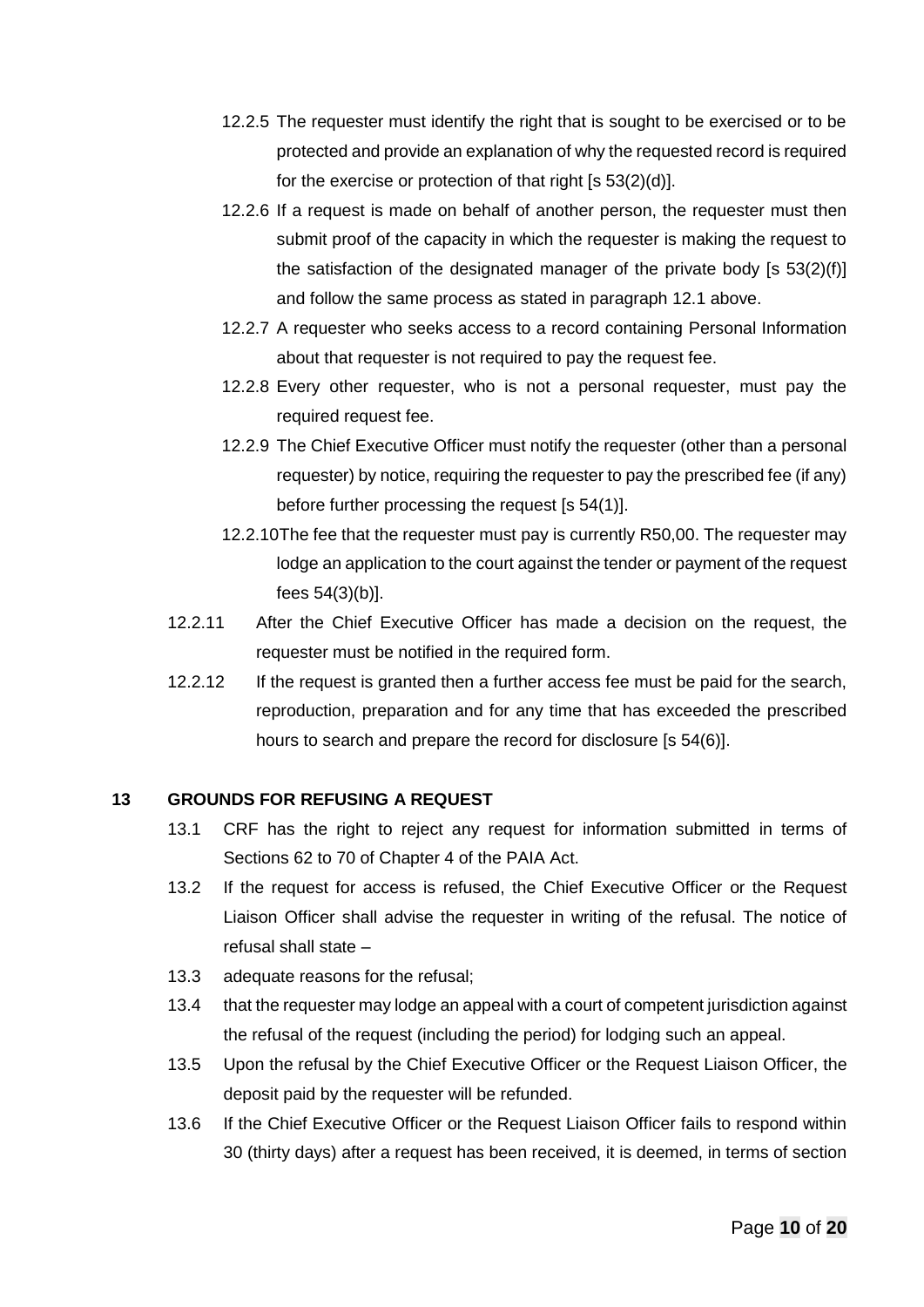12.2.5 The requester must identify the right that is sought to be exercised or to be protected and provide an explanation of why the requested record is required for the exercise or protection of that right [s 53(2)(d)].

12.2.6 If a request is made on behalf of another person, the requester must then submit proof of the capacity in which the requester is making the request to the satisfaction of the designated manager of the private body [s 53(2)(f)] and follow the same process as stated in paragraph 12.1 above.

12.2.7 A requester who seeks access to a record containing Personal Information about that requester is not required to pay the request fee.

12.2.8 Every other requester, who is not a personal requester, must pay the required request fee.

12.2.9 The Chief Executive Officer must notify the requester (other than a personal requester) by notice, requiring the requester to pay the prescribed fee (if any) before further processing the request [s 54(1)].

12.2.10 The fee that the requester must pay is currently R50,00. The requester may lodge an application to the court against the tender or payment of the request fees 54(3)(b)].

12.2.11 After the Chief Executive Officer has made a decision on the request, the requester must be notified in the required form.

12.2.12 If the request is granted then a further access fee must be paid for the search, reproduction, preparation and for any time that has exceeded the prescribed hours to search and prepare the record for disclosure [s 54(6)].

## 13 GROUNDS FOR REFUSING A REQUEST

13.1 CRF has the right to reject any request for information submitted in terms of Sections 62 to 70 of Chapter 4 of the PAIA Act.

13.2 If the request for access is refused, the Chief Executive Officer or the Request Liaison Officer shall advise the requester in writing of the refusal. The notice of refusal shall state –

13.3 adequate reasons for the refusal;

13.4 that the requester may lodge an appeal with a court of competent jurisdiction against the refusal of the request (including the period) for lodging such an appeal.

13.5 Upon the refusal by the Chief Executive Officer or the Request Liaison Officer, the deposit paid by the requester will be refunded.

13.6 If the Chief Executive Officer or the Request Liaison Officer fails to respond within 30 (thirty days) after a request has been received, it is deemed, in terms of section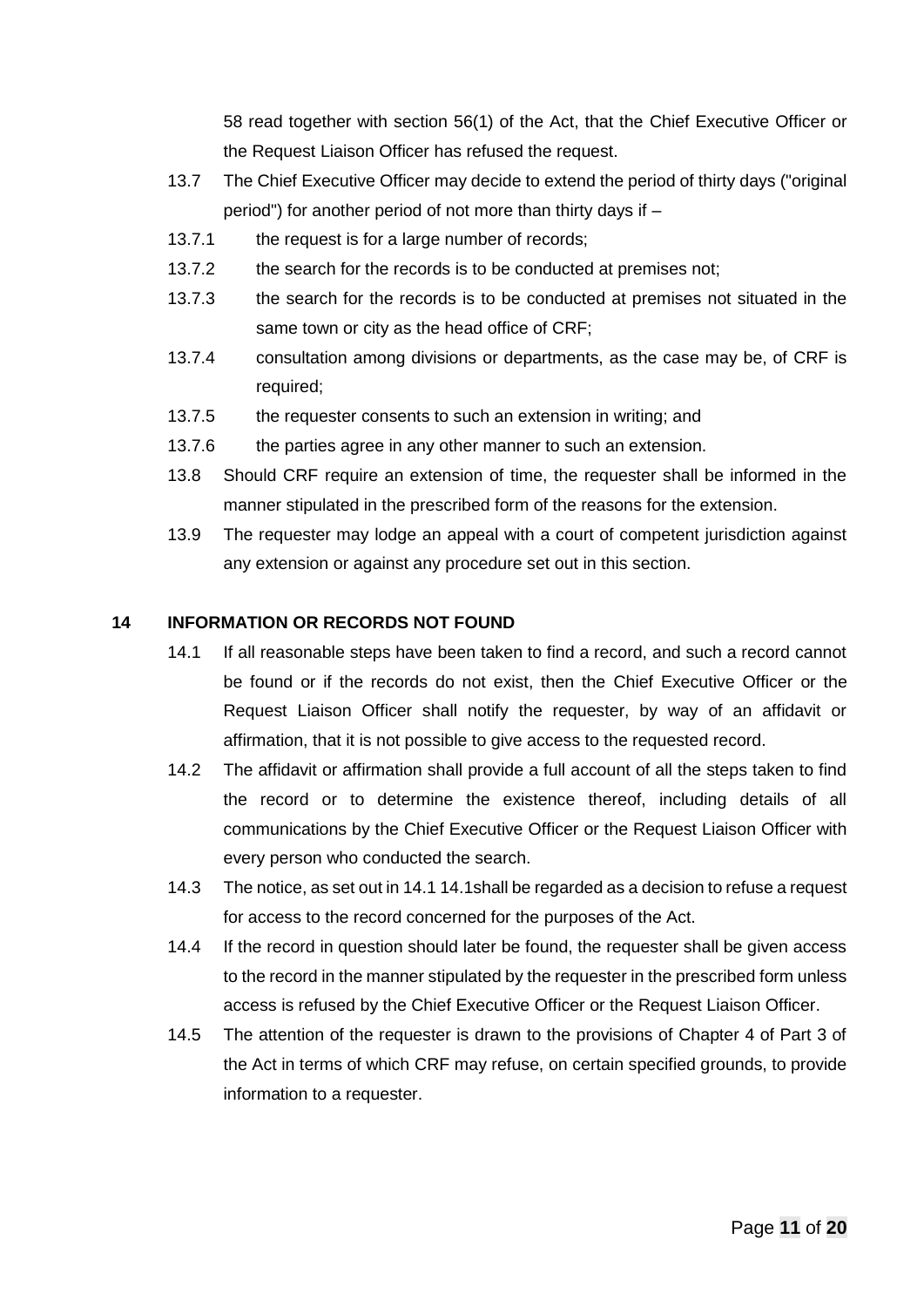58 read together with section 56(1) of the Act, that the Chief Executive Officer or the Request Liaison Officer has refused the request.

13.7 The Chief Executive Officer may decide to extend the period of thirty days ("original period") for another period of not more than thirty days if –

13.7.1 the request is for a large number of records;

13.7.2 the search for the records is to be conducted at premises not;

13.7.3 the search for the records is to be conducted at premises not situated in the same town or city as the head office of CRF;

13.7.4 consultation among divisions or departments, as the case may be, of CRF is required;

13.7.5 the requester consents to such an extension in writing; and

13.7.6 the parties agree in any other manner to such an extension.

13.8 Should CRF require an extension of time, the requester shall be informed in the manner stipulated in the prescribed form of the reasons for the extension.

13.9 The requester may lodge an appeal with a court of competent jurisdiction against any extension or against any procedure set out in this section.

## 14 INFORMATION OR RECORDS NOT FOUND

14.1 If all reasonable steps have been taken to find a record, and such a record cannot be found or if the records do not exist, then the Chief Executive Officer or the Request Liaison Officer shall notify the requester, by way of an affidavit or affirmation, that it is not possible to give access to the requested record.

14.2 The affidavit or affirmation shall provide a full account of all the steps taken to find the record or to determine the existence thereof, including details of all communications by the Chief Executive Officer or the Request Liaison Officer with every person who conducted the search.

14.3 The notice, as set out in 14.1 14.1shall be regarded as a decision to refuse a request for access to the record concerned for the purposes of the Act.

14.4 If the record in question should later be found, the requester shall be given access to the record in the manner stipulated by the requester in the prescribed form unless access is refused by the Chief Executive Officer or the Request Liaison Officer.

14.5 The attention of the requester is drawn to the provisions of Chapter 4 of Part 3 of the Act in terms of which CRF may refuse, on certain specified grounds, to provide information to a requester.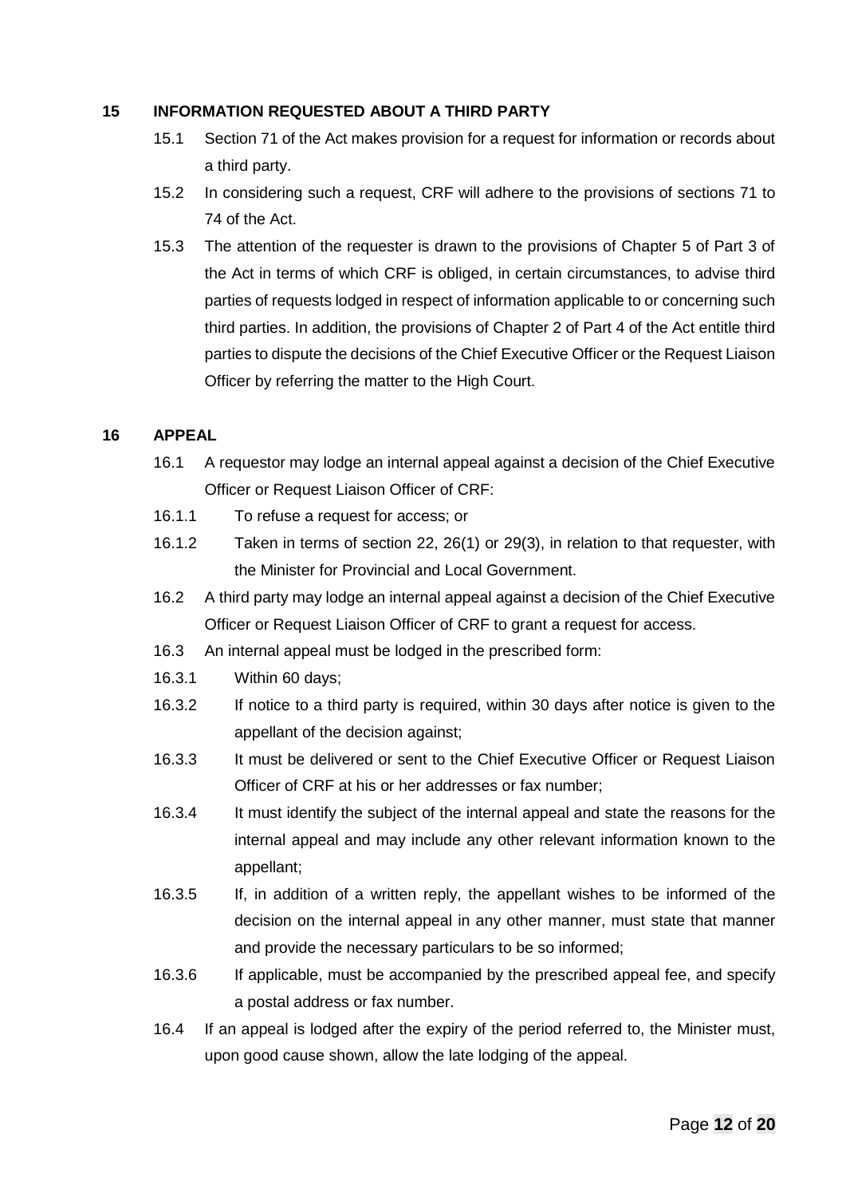## 15 INFORMATION REQUESTED ABOUT A THIRD PARTY

15.1 Section 71 of the Act makes provision for a request for information or records about a third party.

15.2 In considering such a request, CRF will adhere to the provisions of sections 71 to 74 of the Act.

15.3 The attention of the requester is drawn to the provisions of Chapter 5 of Part 3 of the Act in terms of which CRF is obliged, in certain circumstances, to advise third parties of requests lodged in respect of information applicable to or concerning such third parties. In addition, the provisions of Chapter 2 of Part 4 of the Act entitle third parties to dispute the decisions of the Chief Executive Officer or the Request Liaison Officer by referring the matter to the High Court.

## 16 APPEAL

16.1 A requestor may lodge an internal appeal against a decision of the Chief Executive Officer or Request Liaison Officer of CRF:

16.1.1 To refuse a request for access; or

16.1.2 Taken in terms of section 22, 26(1) or 29(3), in relation to that requester, with the Minister for Provincial and Local Government.

16.2 A third party may lodge an internal appeal against a decision of the Chief Executive Officer or Request Liaison Officer of CRF to grant a request for access.

16.3 An internal appeal must be lodged in the prescribed form:

16.3.1 Within 60 days;

16.3.2 If notice to a third party is required, within 30 days after notice is given to the appellant of the decision against;

16.3.3 It must be delivered or sent to the Chief Executive Officer or Request Liaison Officer of CRF at his or her addresses or fax number;

16.3.4 It must identify the subject of the internal appeal and state the reasons for the internal appeal and may include any other relevant information known to the appellant;

16.3.5 If, in addition of a written reply, the appellant wishes to be informed of the decision on the internal appeal in any other manner, must state that manner and provide the necessary particulars to be so informed;

16.3.6 If applicable, must be accompanied by the prescribed appeal fee, and specify a postal address or fax number.

16.4 If an appeal is lodged after the expiry of the period referred to, the Minister must, upon good cause shown, allow the late lodging of the appeal.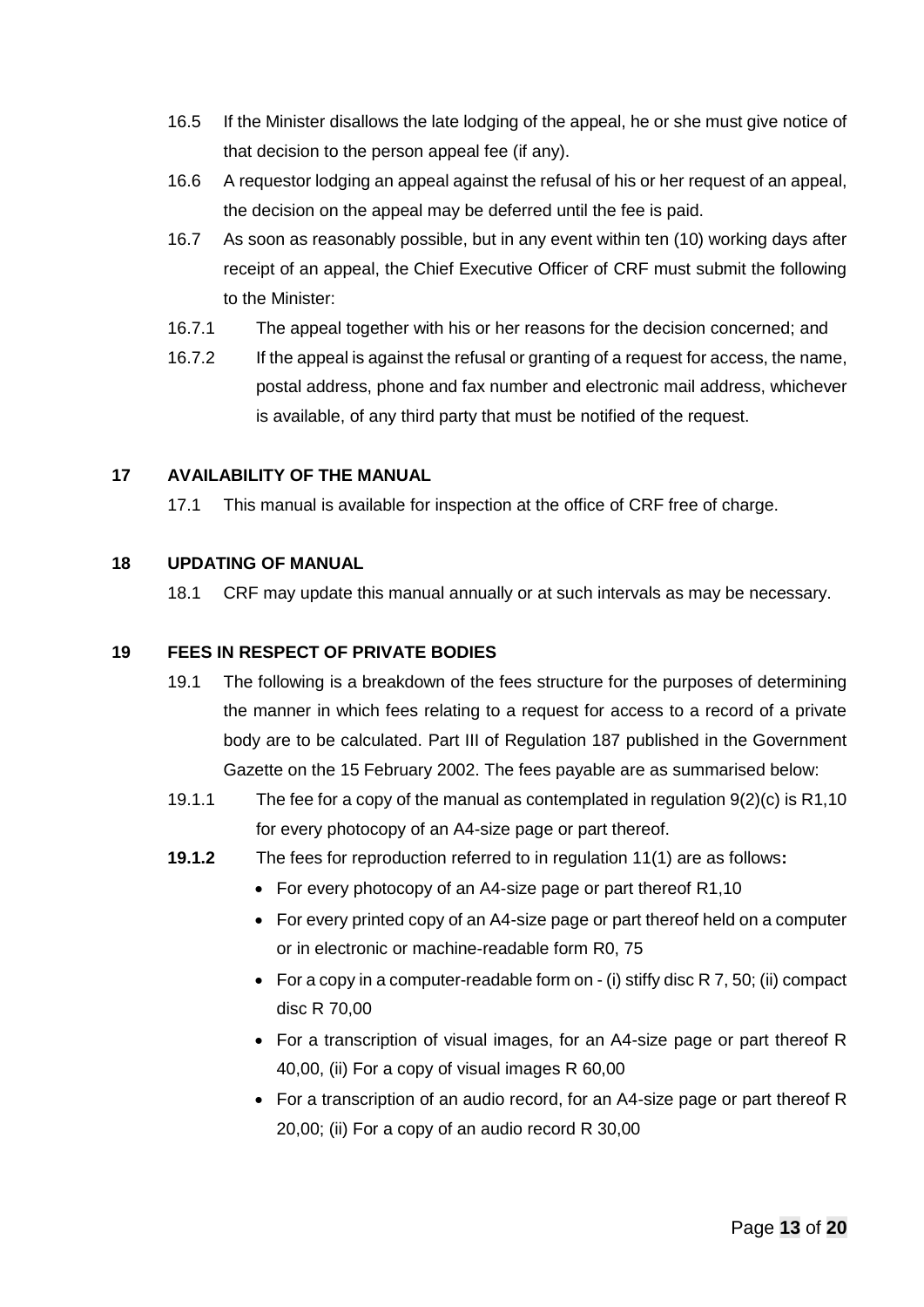16.5 If the Minister disallows the late lodging of the appeal, he or she must give notice of that decision to the person appeal fee (if any).

16.6 A requestor lodging an appeal against the refusal of his or her request of an appeal, the decision on the appeal may be deferred until the fee is paid.

16.7 As soon as reasonably possible, but in any event within ten (10) working days after receipt of an appeal, the Chief Executive Officer of CRF must submit the following to the Minister:

16.7.1 The appeal together with his or her reasons for the decision concerned; and

16.7.2 If the appeal is against the refusal or granting of a request for access, the name, postal address, phone and fax number and electronic mail address, whichever is available, of any third party that must be notified of the request.

## 17 AVAILABILITY OF THE MANUAL

17.1 This manual is available for inspection at the office of CRF free of charge.

## 18 UPDATING OF MANUAL

18.1 CRF may update this manual annually or at such intervals as may be necessary.

## 19 FEES IN RESPECT OF PRIVATE BODIES

19.1 The following is a breakdown of the fees structure for the purposes of determining the manner in which fees relating to a request for access to a record of a private body are to be calculated. Part III of Regulation 187 published in the Government Gazette on the 15 February 2002. The fees payable are as summarised below:

19.1.1 The fee for a copy of the manual as contemplated in regulation 9(2)(c) is R1,10 for every photocopy of an A4-size page or part thereof.

**19.1.2** The fees for reproduction referred to in regulation 11(1) are as follows**:**

- For every photocopy of an A4-size page or part thereof R1,10
- For every printed copy of an A4-size page or part thereof held on a computer or in electronic or machine-readable form R0, 75
- For a copy in a computer-readable form on - (i) stiffy disc R 7, 50; (ii) compact disc R 70,00
- For a transcription of visual images, for an A4-size page or part thereof R 40,00, (ii) For a copy of visual images R 60,00
- For a transcription of an audio record, for an A4-size page or part thereof R 20,00; (ii) For a copy of an audio record R 30,00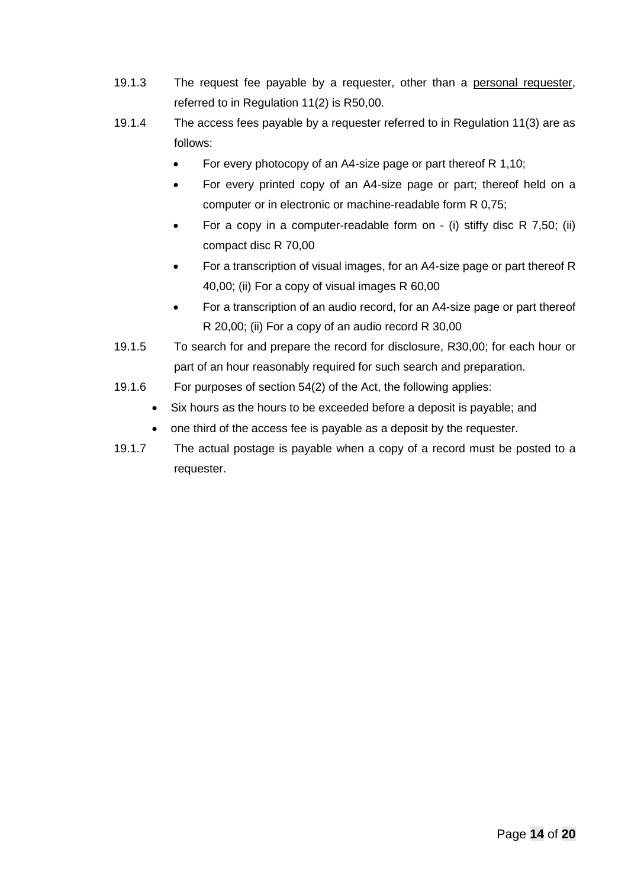19.1.3 The request fee payable by a requester, other than a personal requester, referred to in Regulation 11(2) is R50,00.

19.1.4 The access fees payable by a requester referred to in Regulation 11(3) are as follows:

- For every photocopy of an A4-size page or part thereof R 1,10;
- For every printed copy of an A4-size page or part; thereof held on a computer or in electronic or machine-readable form R 0,75;
- For a copy in a computer-readable form on - (i) stiffy disc R 7,50; (ii) compact disc R 70,00
- For a transcription of visual images, for an A4-size page or part thereof R 40,00; (ii) For a copy of visual images R 60,00
- For a transcription of an audio record, for an A4-size page or part thereof R 20,00; (ii) For a copy of an audio record R 30,00

19.1.5 To search for and prepare the record for disclosure, R30,00; for each hour or part of an hour reasonably required for such search and preparation.

19.1.6 For purposes of section 54(2) of the Act, the following applies:

- Six hours as the hours to be exceeded before a deposit is payable; and
- one third of the access fee is payable as a deposit by the requester.

19.1.7 The actual postage is payable when a copy of a record must be posted to a requester.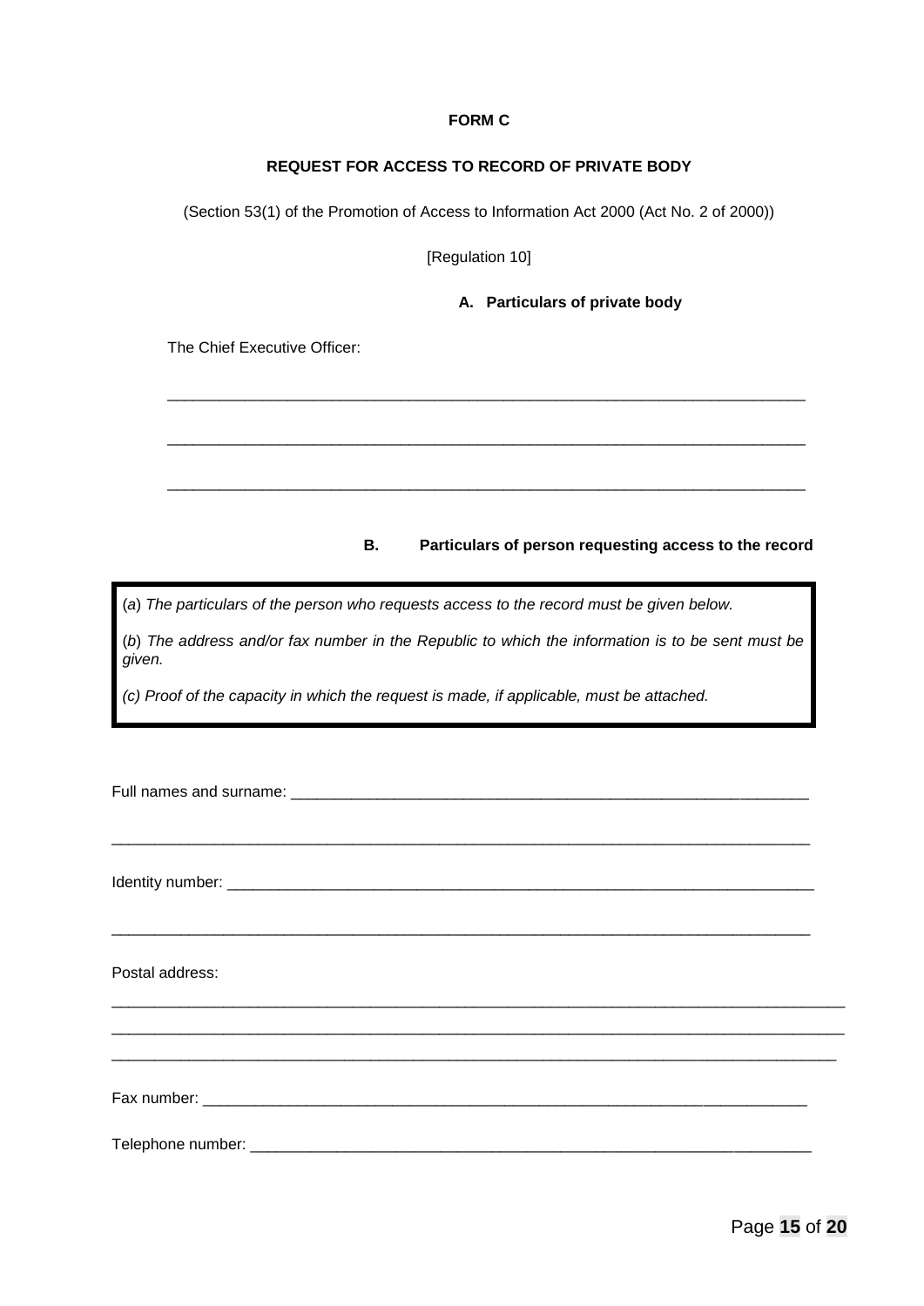**FORM C**

**REQUEST FOR ACCESS TO RECORD OF PRIVATE BODY**

(Section 53(1) of the Promotion of Access to Information Act 2000 (Act No. 2 of 2000))

[Regulation 10]

**A. Particulars of private body**

The Chief Executive Officer:

___________________________________________________________________________

___________________________________________________________________________

___________________________________________________________________________

**B. Particulars of person requesting access to the record**

> (*a*) *The particulars of the person who requests access to the record must be given below.*
>
> (*b*) *The address and/or fax number in the Republic to which the information is to be sent must be given.*
>
> *(c) Proof of the capacity in which the request is made, if applicable, must be attached.*

Full names and surname: _______________________________________________________________

___________________________________________________________________________

Identity number: ______________________________________________________________________

___________________________________________________________________________

Postal address:

___________________________________________________________________________

___________________________________________________________________________

___________________________________________________________________________

Fax number: _________________________________________________________________________

Telephone number: ____________________________________________________________________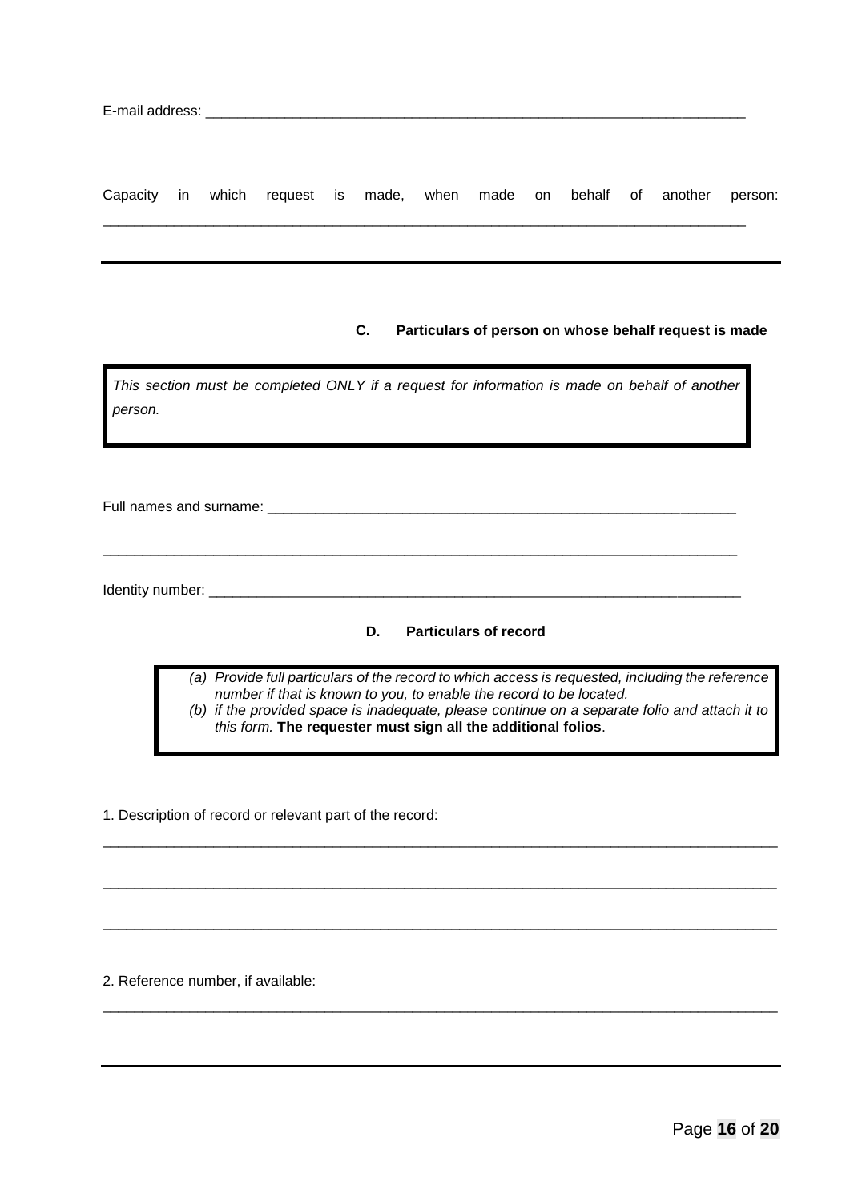E-mail address: ______________________________________________________________________

Capacity in which request is made, when made on behalf of another person: ________________________________________________________________________________

---

### C. Particulars of person on whose behalf request is made

*This section must be completed ONLY if a request for information is made on behalf of another person.*

Full names and surname: _________________________________________________________

________________________________________________________________________________

Identity number: _________________________________________________________________

### D. Particulars of record

(a) *Provide full particulars of the record to which access is requested, including the reference number if that is known to you, to enable the record to be located.*
(b) *if the provided space is inadequate, please continue on a separate folio and attach it to this form.* **The requester must sign all the additional folios**.

1. Description of record or relevant part of the record:

________________________________________________________________________________

________________________________________________________________________________

________________________________________________________________________________

2. Reference number, if available:

________________________________________________________________________________

---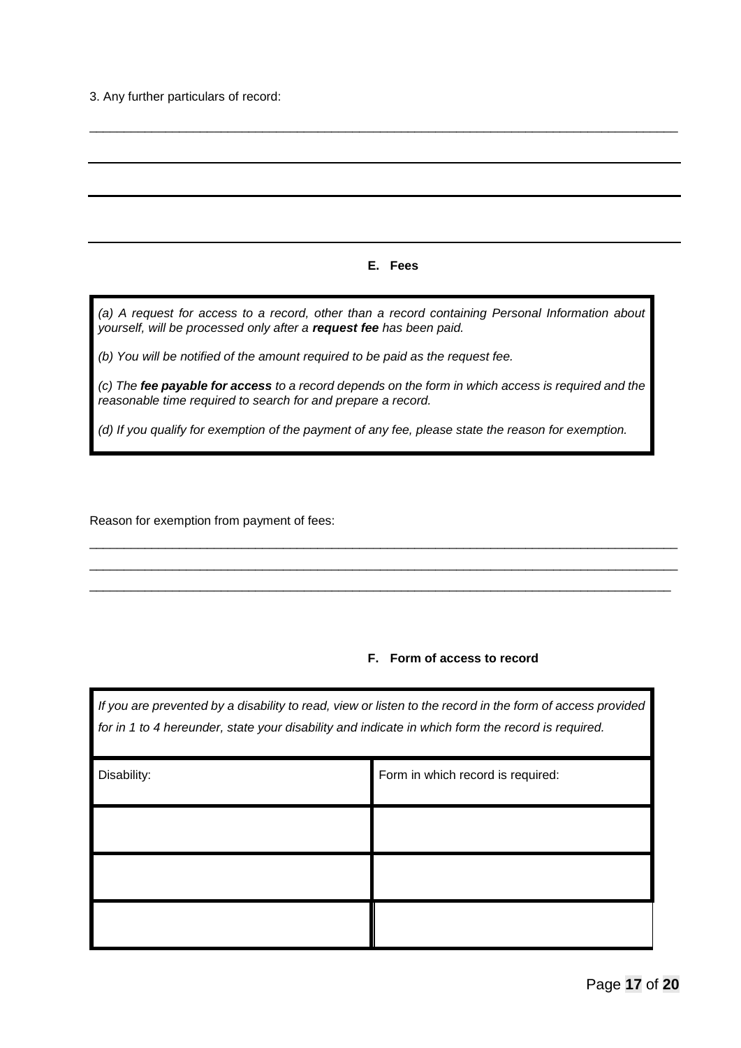3. Any further particulars of record:

\_\_\_\_\_\_\_\_\_\_\_\_\_\_\_\_\_\_\_\_\_\_\_\_\_\_\_\_\_\_\_\_\_\_\_\_\_\_\_\_\_\_\_\_\_\_\_\_\_\_\_\_\_\_\_\_\_\_\_\_\_\_\_\_\_\_\_\_\_\_\_\_\_\_\_\_\_\_\_\_\_\_

**E. Fees**

*(a) A request for access to a record, other than a record containing Personal Information about yourself, will be processed only after a* ***request fee*** *has been paid.*

*(b) You will be notified of the amount required to be paid as the request fee.*

*(c) The* ***fee payable for access*** *to a record depends on the form in which access is required and the reasonable time required to search for and prepare a record.*

*(d) If you qualify for exemption of the payment of any fee, please state the reason for exemption.*

Reason for exemption from payment of fees:

\_\_\_\_\_\_\_\_\_\_\_\_\_\_\_\_\_\_\_\_\_\_\_\_\_\_\_\_\_\_\_\_\_\_\_\_\_\_\_\_\_\_\_\_\_\_\_\_\_\_\_\_\_\_\_\_\_\_\_\_\_\_\_\_\_\_\_\_\_\_\_\_\_\_\_\_\_\_\_\_\_\_

\_\_\_\_\_\_\_\_\_\_\_\_\_\_\_\_\_\_\_\_\_\_\_\_\_\_\_\_\_\_\_\_\_\_\_\_\_\_\_\_\_\_\_\_\_\_\_\_\_\_\_\_\_\_\_\_\_\_\_\_\_\_\_\_\_\_\_\_\_\_\_\_\_\_\_\_\_\_\_\_\_\_

\_\_\_\_\_\_\_\_\_\_\_\_\_\_\_\_\_\_\_\_\_\_\_\_\_\_\_\_\_\_\_\_\_\_\_\_\_\_\_\_\_\_\_\_\_\_\_\_\_\_\_\_\_\_\_\_\_\_\_\_\_\_\_\_\_\_\_\_\_\_\_\_\_\_\_\_\_\_\_\_\_

**F. Form of access to record**

*If you are prevented by a disability to read, view or listen to the record in the form of access provided for in 1 to 4 hereunder, state your disability and indicate in which form the record is required.*

| Disability: | Form in which record is required: |
|---|---|
| | |
| | |
| | |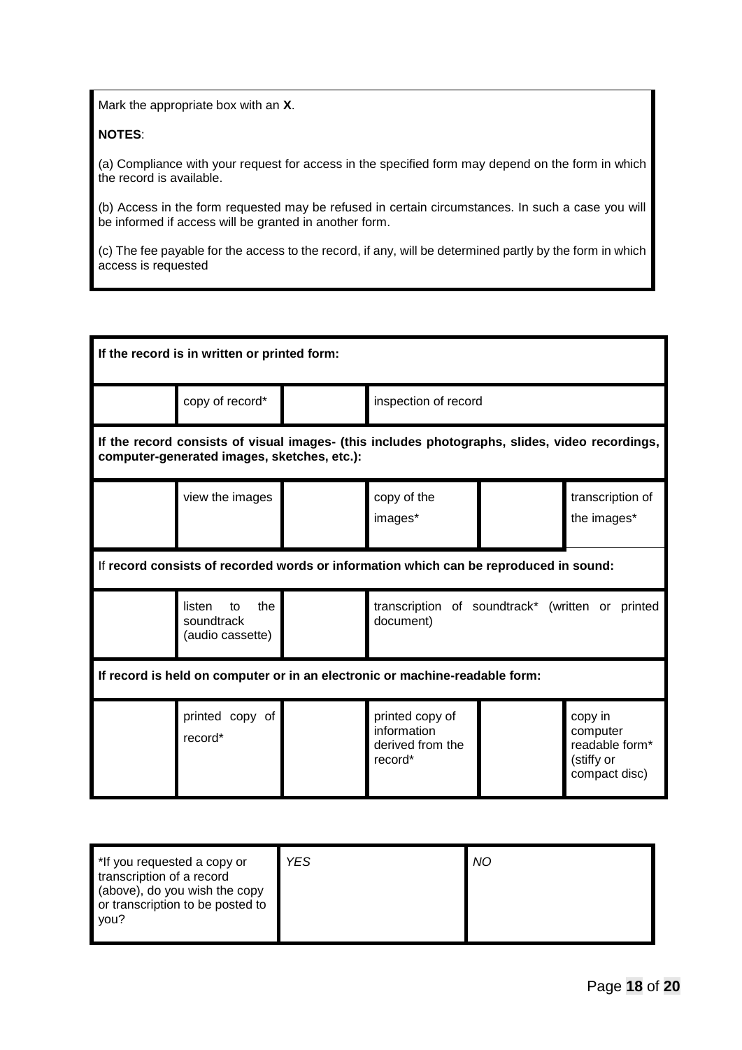Mark the appropriate box with an **X**.

**NOTES**:

(a) Compliance with your request for access in the specified form may depend on the form in which the record is available.

(b) Access in the form requested may be refused in certain circumstances. In such a case you will be informed if access will be granted in another form.

(c) The fee payable for the access to the record, if any, will be determined partly by the form in which access is requested

| **If the record is in written or printed form:** | | | | | |
|---|---|---|---|---|---|
| | copy of record* | | inspection of record | | |
| **If the record consists of visual images- (this includes photographs, slides, video recordings, computer-generated images, sketches, etc.):** | | | | | |
| | view the images | | copy of the images* | | transcription of the images* |
| If **record consists of recorded words or information which can be reproduced in sound:** | | | | | |
| | listen to the soundtrack (audio cassette) | | transcription of soundtrack* (written or printed document) | | |
| **If record is held on computer or in an electronic or machine-readable form:** | | | | | |
| | printed copy of record* | | printed copy of information derived from the record* | | copy in computer readable form* (stiffy or compact disc) |

| *If you requested a copy or transcription of a record (above), do you wish the copy or transcription to be posted to you? | *YES* | *NO* |
|---|---|---|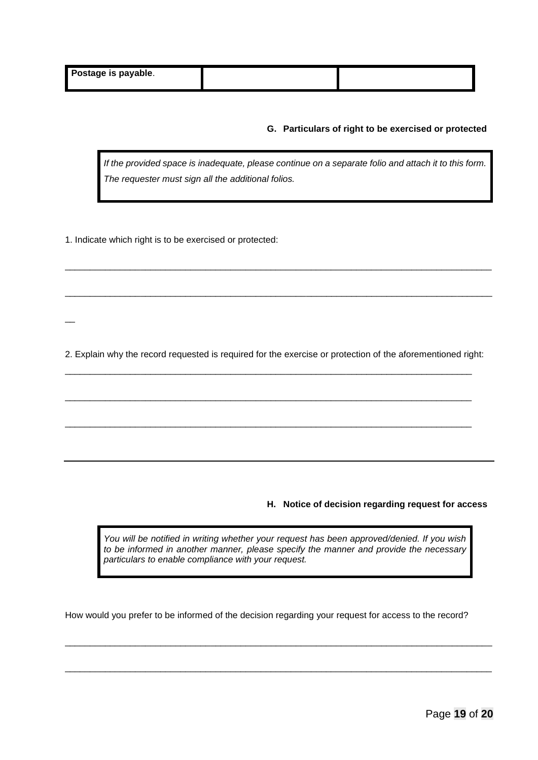| **Postage is payable**. | | |
|---|---|---|

### G. Particulars of right to be exercised or protected

> *If the provided space is inadequate, please continue on a separate folio and attach it to this form. The requester must sign all the additional folios.*

1. Indicate which right is to be exercised or protected:

_______________________________________________________________________________________

_______________________________________________________________________________________

__

2. Explain why the record requested is required for the exercise or protection of the aforementioned right:

___________________________________________________________________________________

___________________________________________________________________________________

___________________________________________________________________________________

---

### H. Notice of decision regarding request for access

> *You will be notified in writing whether your request has been approved/denied. If you wish to be informed in another manner, please specify the manner and provide the necessary particulars to enable compliance with your request.*

How would you prefer to be informed of the decision regarding your request for access to the record?

_______________________________________________________________________________________

_______________________________________________________________________________________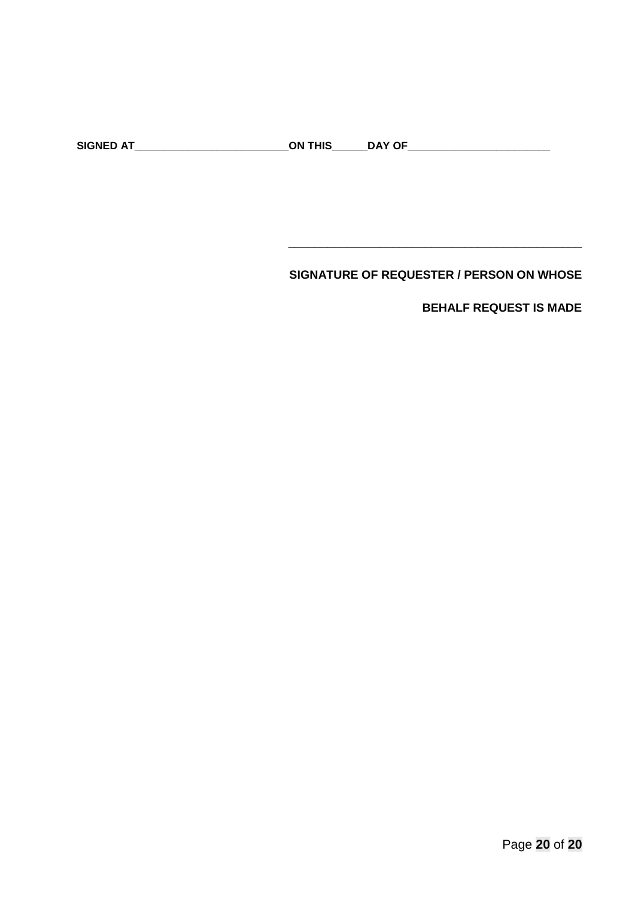**SIGNED AT\_\_\_\_\_\_\_\_\_\_\_\_\_\_\_\_\_\_\_\_\_\_\_\_\_\_\_ON THIS\_\_\_\_\_\_DAY OF\_\_\_\_\_\_\_\_\_\_\_\_\_\_\_\_\_\_\_\_\_\_\_\_\_\_**

\_\_\_\_\_\_\_\_\_\_\_\_\_\_\_\_\_\_\_\_\_\_\_\_\_\_\_\_\_\_\_\_\_\_\_\_\_\_\_\_\_\_\_\_\_\_\_\_

**SIGNATURE OF REQUESTER / PERSON ON WHOSE BEHALF REQUEST IS MADE**